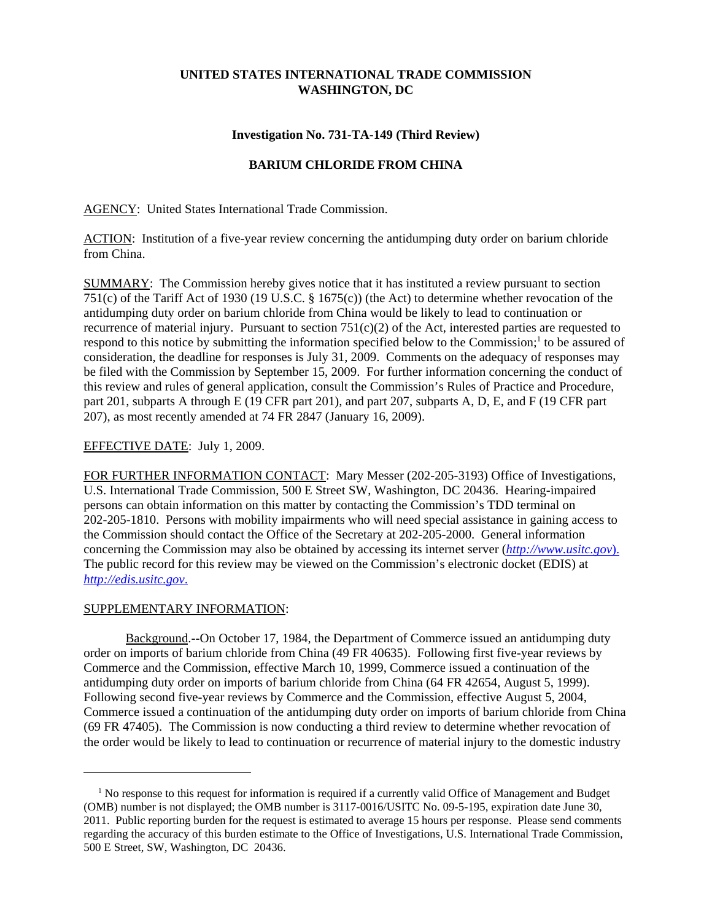**UNITED STATES INTERNATIONAL TRADE COMMISSION**
**WASHINGTON, DC**

**Investigation No. 731-TA-149 (Third Review)**

**BARIUM CHLORIDE FROM CHINA**

AGENCY: United States International Trade Commission.

ACTION: Institution of a five-year review concerning the antidumping duty order on barium chloride from China.

SUMMARY: The Commission hereby gives notice that it has instituted a review pursuant to section 751(c) of the Tariff Act of 1930 (19 U.S.C. § 1675(c)) (the Act) to determine whether revocation of the antidumping duty order on barium chloride from China would be likely to lead to continuation or recurrence of material injury. Pursuant to section 751(c)(2) of the Act, interested parties are requested to respond to this notice by submitting the information specified below to the Commission;[1] to be assured of consideration, the deadline for responses is July 31, 2009. Comments on the adequacy of responses may be filed with the Commission by September 15, 2009. For further information concerning the conduct of this review and rules of general application, consult the Commission's Rules of Practice and Procedure, part 201, subparts A through E (19 CFR part 201), and part 207, subparts A, D, E, and F (19 CFR part 207), as most recently amended at 74 FR 2847 (January 16, 2009).

EFFECTIVE DATE: July 1, 2009.

FOR FURTHER INFORMATION CONTACT: Mary Messer (202-205-3193) Office of Investigations, U.S. International Trade Commission, 500 E Street SW, Washington, DC 20436. Hearing-impaired persons can obtain information on this matter by contacting the Commission's TDD terminal on 202-205-1810. Persons with mobility impairments who will need special assistance in gaining access to the Commission should contact the Office of the Secretary at 202-205-2000. General information concerning the Commission may also be obtained by accessing its internet server (*http://www.usitc.gov*). The public record for this review may be viewed on the Commission's electronic docket (EDIS) at *http://edis.usitc.gov*.

SUPPLEMENTARY INFORMATION:

Background.--On October 17, 1984, the Department of Commerce issued an antidumping duty order on imports of barium chloride from China (49 FR 40635). Following first five-year reviews by Commerce and the Commission, effective March 10, 1999, Commerce issued a continuation of the antidumping duty order on imports of barium chloride from China (64 FR 42654, August 5, 1999). Following second five-year reviews by Commerce and the Commission, effective August 5, 2004, Commerce issued a continuation of the antidumping duty order on imports of barium chloride from China (69 FR 47405). The Commission is now conducting a third review to determine whether revocation of the order would be likely to lead to continuation or recurrence of material injury to the domestic industry

[1] No response to this request for information is required if a currently valid Office of Management and Budget (OMB) number is not displayed; the OMB number is 3117-0016/USITC No. 09-5-195, expiration date June 30, 2011. Public reporting burden for the request is estimated to average 15 hours per response. Please send comments regarding the accuracy of this burden estimate to the Office of Investigations, U.S. International Trade Commission, 500 E Street, SW, Washington, DC 20436.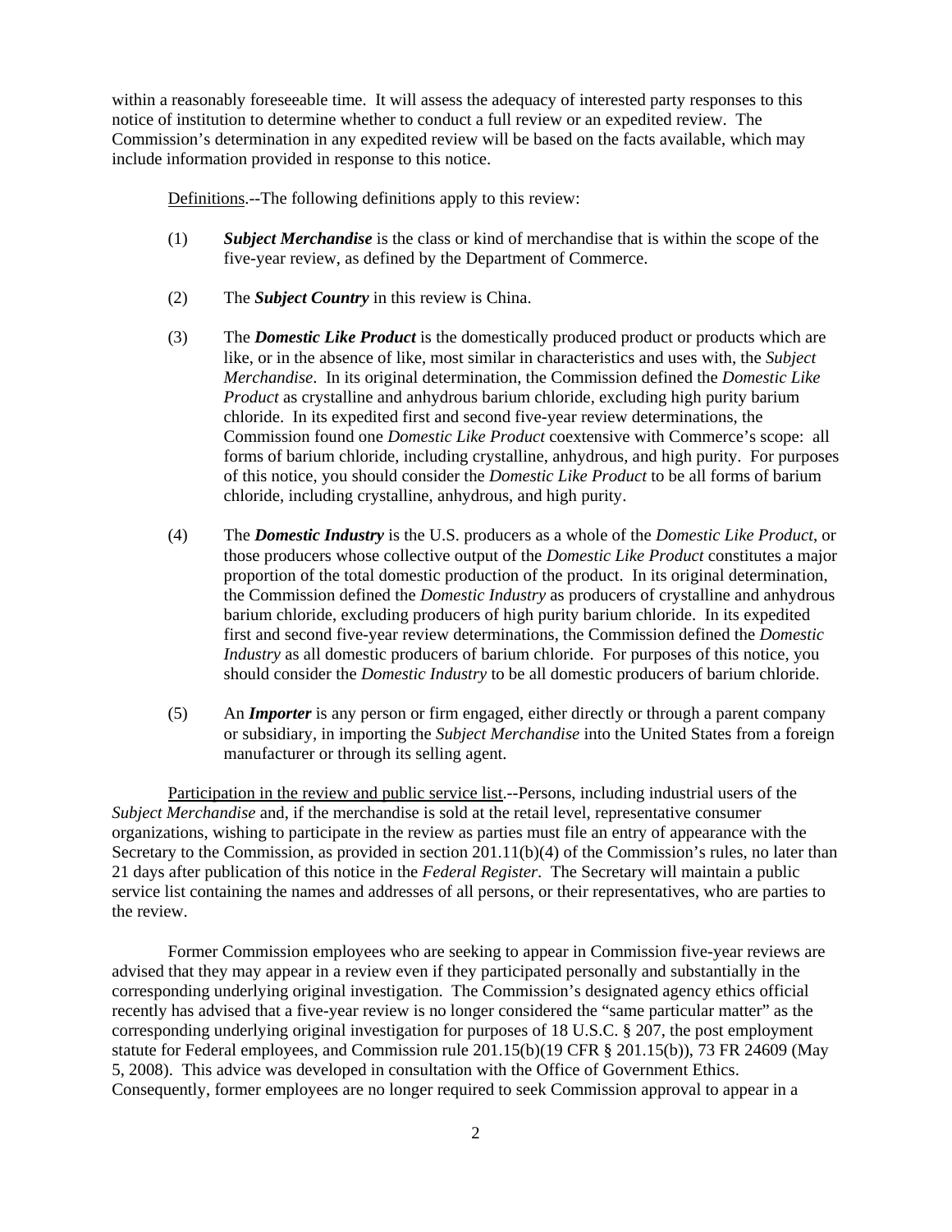within a reasonably foreseeable time. It will assess the adequacy of interested party responses to this notice of institution to determine whether to conduct a full review or an expedited review. The Commission's determination in any expedited review will be based on the facts available, which may include information provided in response to this notice.

Definitions.--The following definitions apply to this review:

(1) ***Subject Merchandise*** is the class or kind of merchandise that is within the scope of the five-year review, as defined by the Department of Commerce.

(2) The ***Subject Country*** in this review is China.

(3) The ***Domestic Like Product*** is the domestically produced product or products which are like, or in the absence of like, most similar in characteristics and uses with, the *Subject Merchandise*. In its original determination, the Commission defined the *Domestic Like Product* as crystalline and anhydrous barium chloride, excluding high purity barium chloride. In its expedited first and second five-year review determinations, the Commission found one *Domestic Like Product* coextensive with Commerce's scope: all forms of barium chloride, including crystalline, anhydrous, and high purity. For purposes of this notice, you should consider the *Domestic Like Product* to be all forms of barium chloride, including crystalline, anhydrous, and high purity.

(4) The ***Domestic Industry*** is the U.S. producers as a whole of the *Domestic Like Product*, or those producers whose collective output of the *Domestic Like Product* constitutes a major proportion of the total domestic production of the product. In its original determination, the Commission defined the *Domestic Industry* as producers of crystalline and anhydrous barium chloride, excluding producers of high purity barium chloride. In its expedited first and second five-year review determinations, the Commission defined the *Domestic Industry* as all domestic producers of barium chloride. For purposes of this notice, you should consider the *Domestic Industry* to be all domestic producers of barium chloride.

(5) An ***Importer*** is any person or firm engaged, either directly or through a parent company or subsidiary, in importing the *Subject Merchandise* into the United States from a foreign manufacturer or through its selling agent.

Participation in the review and public service list.--Persons, including industrial users of the *Subject Merchandise* and, if the merchandise is sold at the retail level, representative consumer organizations, wishing to participate in the review as parties must file an entry of appearance with the Secretary to the Commission, as provided in section 201.11(b)(4) of the Commission's rules, no later than 21 days after publication of this notice in the *Federal Register*. The Secretary will maintain a public service list containing the names and addresses of all persons, or their representatives, who are parties to the review.

Former Commission employees who are seeking to appear in Commission five-year reviews are advised that they may appear in a review even if they participated personally and substantially in the corresponding underlying original investigation. The Commission's designated agency ethics official recently has advised that a five-year review is no longer considered the "same particular matter" as the corresponding underlying original investigation for purposes of 18 U.S.C. § 207, the post employment statute for Federal employees, and Commission rule 201.15(b)(19 CFR § 201.15(b)), 73 FR 24609 (May 5, 2008). This advice was developed in consultation with the Office of Government Ethics. Consequently, former employees are no longer required to seek Commission approval to appear in a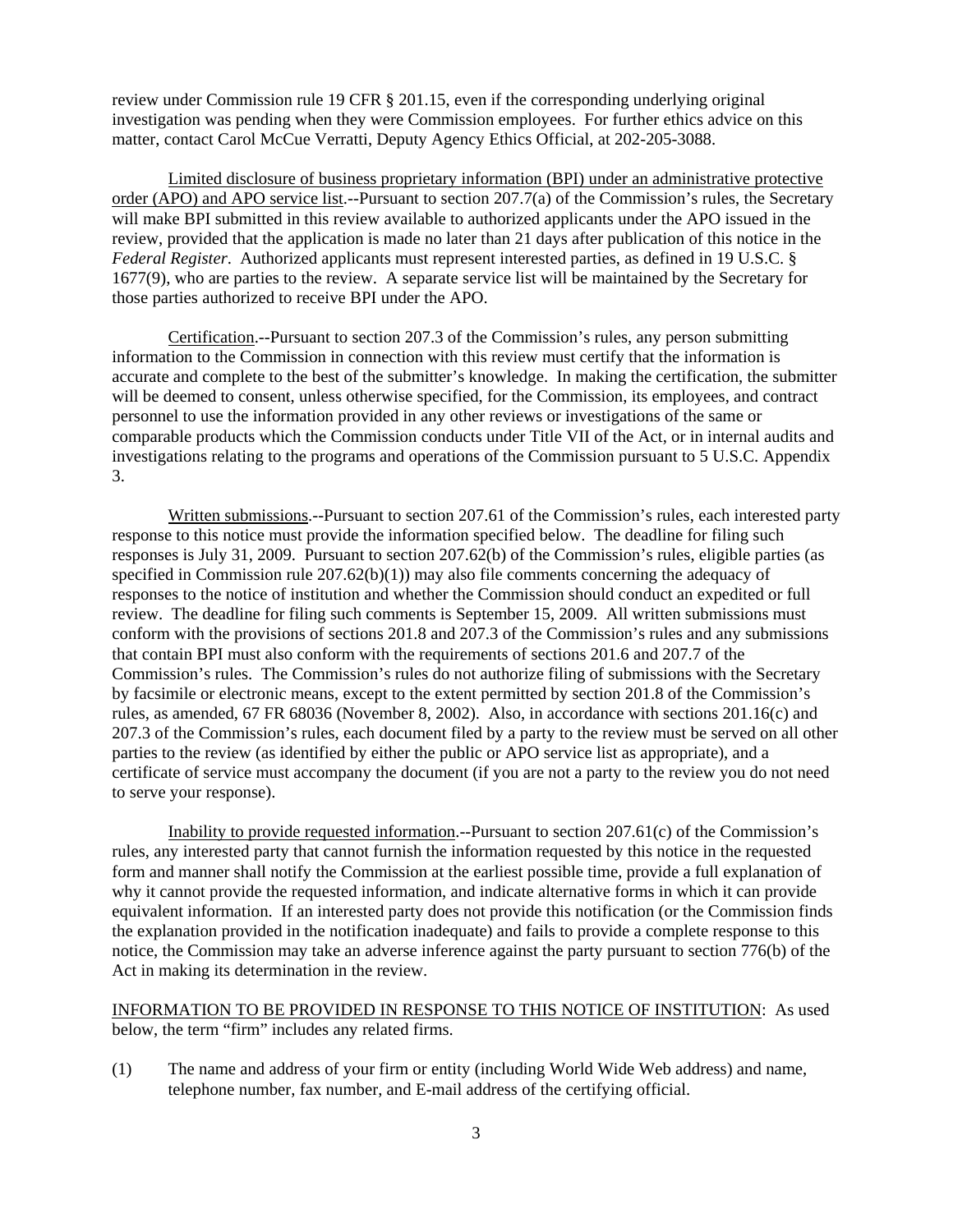review under Commission rule 19 CFR § 201.15, even if the corresponding underlying original investigation was pending when they were Commission employees. For further ethics advice on this matter, contact Carol McCue Verratti, Deputy Agency Ethics Official, at 202-205-3088.

<u>Limited disclosure of business proprietary information (BPI) under an administrative protective order (APO) and APO service list</u>.--Pursuant to section 207.7(a) of the Commission's rules, the Secretary will make BPI submitted in this review available to authorized applicants under the APO issued in the review, provided that the application is made no later than 21 days after publication of this notice in the *Federal Register*. Authorized applicants must represent interested parties, as defined in 19 U.S.C. § 1677(9), who are parties to the review. A separate service list will be maintained by the Secretary for those parties authorized to receive BPI under the APO.

<u>Certification</u>.--Pursuant to section 207.3 of the Commission's rules, any person submitting information to the Commission in connection with this review must certify that the information is accurate and complete to the best of the submitter's knowledge. In making the certification, the submitter will be deemed to consent, unless otherwise specified, for the Commission, its employees, and contract personnel to use the information provided in any other reviews or investigations of the same or comparable products which the Commission conducts under Title VII of the Act, or in internal audits and investigations relating to the programs and operations of the Commission pursuant to 5 U.S.C. Appendix 3.

<u>Written submissions</u>.--Pursuant to section 207.61 of the Commission's rules, each interested party response to this notice must provide the information specified below. The deadline for filing such responses is July 31, 2009. Pursuant to section 207.62(b) of the Commission's rules, eligible parties (as specified in Commission rule 207.62(b)(1)) may also file comments concerning the adequacy of responses to the notice of institution and whether the Commission should conduct an expedited or full review. The deadline for filing such comments is September 15, 2009. All written submissions must conform with the provisions of sections 201.8 and 207.3 of the Commission's rules and any submissions that contain BPI must also conform with the requirements of sections 201.6 and 207.7 of the Commission's rules. The Commission's rules do not authorize filing of submissions with the Secretary by facsimile or electronic means, except to the extent permitted by section 201.8 of the Commission's rules, as amended, 67 FR 68036 (November 8, 2002). Also, in accordance with sections 201.16(c) and 207.3 of the Commission's rules, each document filed by a party to the review must be served on all other parties to the review (as identified by either the public or APO service list as appropriate), and a certificate of service must accompany the document (if you are not a party to the review you do not need to serve your response).

<u>Inability to provide requested information</u>.--Pursuant to section 207.61(c) of the Commission's rules, any interested party that cannot furnish the information requested by this notice in the requested form and manner shall notify the Commission at the earliest possible time, provide a full explanation of why it cannot provide the requested information, and indicate alternative forms in which it can provide equivalent information. If an interested party does not provide this notification (or the Commission finds the explanation provided in the notification inadequate) and fails to provide a complete response to this notice, the Commission may take an adverse inference against the party pursuant to section 776(b) of the Act in making its determination in the review.

<u>INFORMATION TO BE PROVIDED IN RESPONSE TO THIS NOTICE OF INSTITUTION</u>: As used below, the term "firm" includes any related firms.

(1) The name and address of your firm or entity (including World Wide Web address) and name, telephone number, fax number, and E-mail address of the certifying official.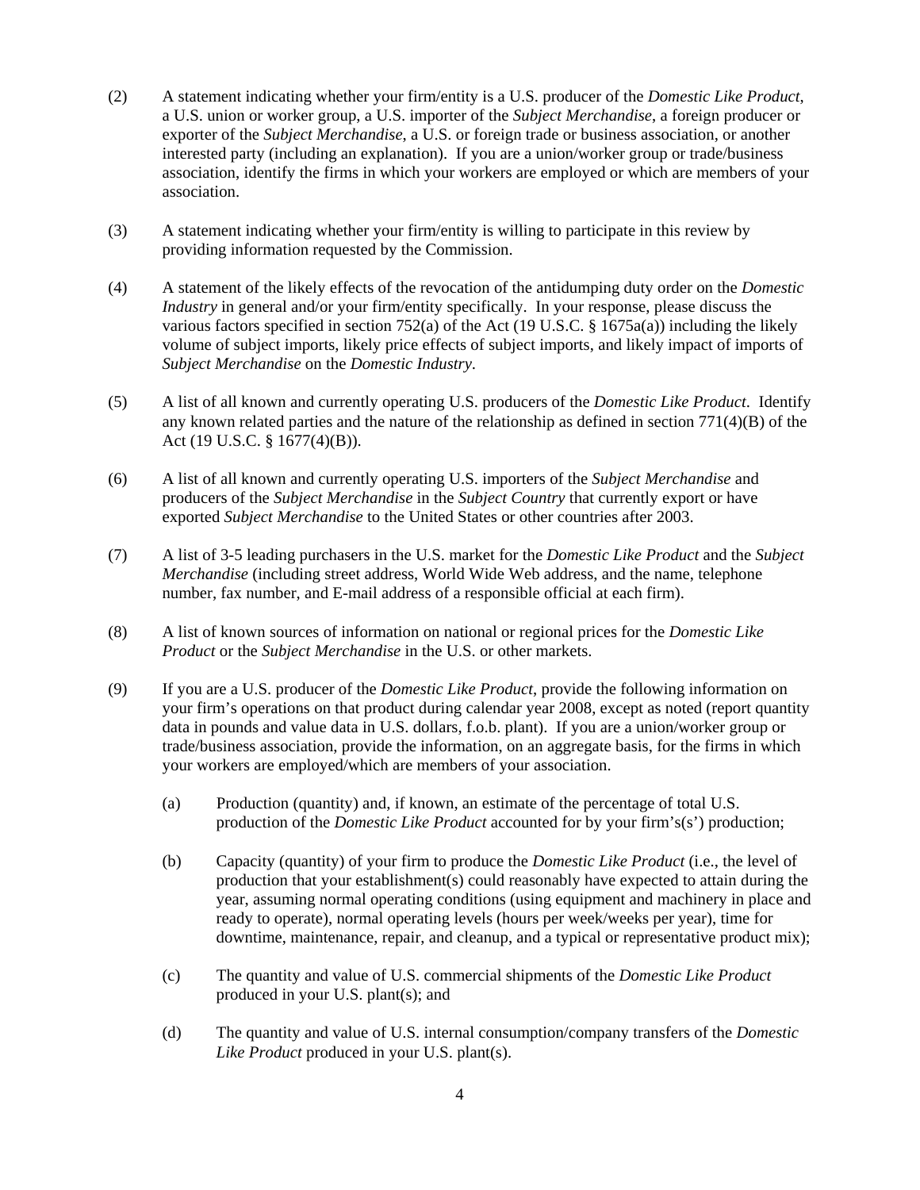(2) A statement indicating whether your firm/entity is a U.S. producer of the *Domestic Like Product*, a U.S. union or worker group, a U.S. importer of the *Subject Merchandise*, a foreign producer or exporter of the *Subject Merchandise*, a U.S. or foreign trade or business association, or another interested party (including an explanation). If you are a union/worker group or trade/business association, identify the firms in which your workers are employed or which are members of your association.

(3) A statement indicating whether your firm/entity is willing to participate in this review by providing information requested by the Commission.

(4) A statement of the likely effects of the revocation of the antidumping duty order on the *Domestic Industry* in general and/or your firm/entity specifically. In your response, please discuss the various factors specified in section 752(a) of the Act (19 U.S.C. § 1675a(a)) including the likely volume of subject imports, likely price effects of subject imports, and likely impact of imports of *Subject Merchandise* on the *Domestic Industry*.

(5) A list of all known and currently operating U.S. producers of the *Domestic Like Product*. Identify any known related parties and the nature of the relationship as defined in section 771(4)(B) of the Act (19 U.S.C. § 1677(4)(B)).

(6) A list of all known and currently operating U.S. importers of the *Subject Merchandise* and producers of the *Subject Merchandise* in the *Subject Country* that currently export or have exported *Subject Merchandise* to the United States or other countries after 2003.

(7) A list of 3-5 leading purchasers in the U.S. market for the *Domestic Like Product* and the *Subject Merchandise* (including street address, World Wide Web address, and the name, telephone number, fax number, and E-mail address of a responsible official at each firm).

(8) A list of known sources of information on national or regional prices for the *Domestic Like Product* or the *Subject Merchandise* in the U.S. or other markets.

(9) If you are a U.S. producer of the *Domestic Like Product*, provide the following information on your firm's operations on that product during calendar year 2008, except as noted (report quantity data in pounds and value data in U.S. dollars, f.o.b. plant). If you are a union/worker group or trade/business association, provide the information, on an aggregate basis, for the firms in which your workers are employed/which are members of your association.

  (a) Production (quantity) and, if known, an estimate of the percentage of total U.S. production of the *Domestic Like Product* accounted for by your firm's(s') production;

  (b) Capacity (quantity) of your firm to produce the *Domestic Like Product* (i.e., the level of production that your establishment(s) could reasonably have expected to attain during the year, assuming normal operating conditions (using equipment and machinery in place and ready to operate), normal operating levels (hours per week/weeks per year), time for downtime, maintenance, repair, and cleanup, and a typical or representative product mix);

  (c) The quantity and value of U.S. commercial shipments of the *Domestic Like Product* produced in your U.S. plant(s); and

  (d) The quantity and value of U.S. internal consumption/company transfers of the *Domestic Like Product* produced in your U.S. plant(s).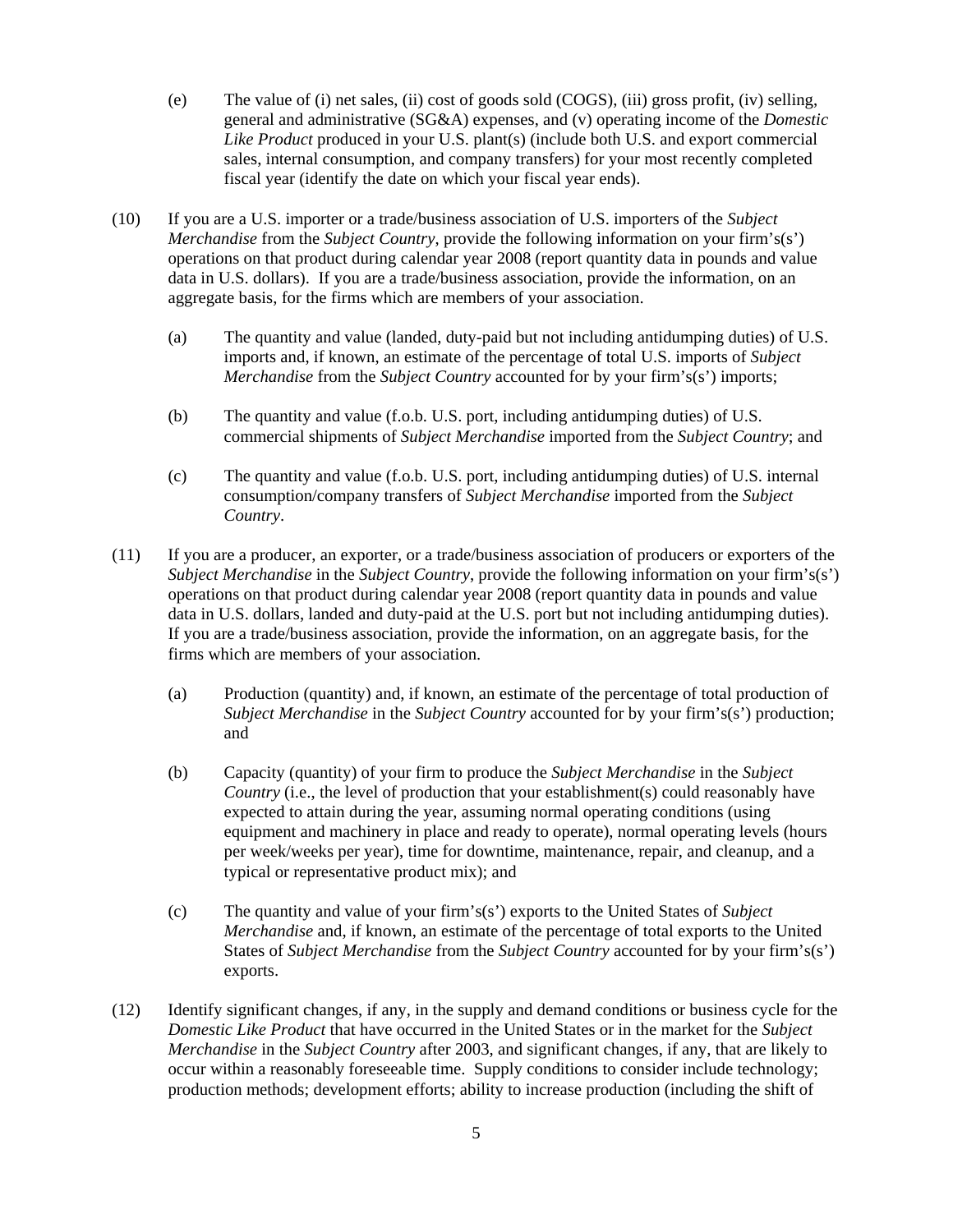(e) The value of (i) net sales, (ii) cost of goods sold (COGS), (iii) gross profit, (iv) selling, general and administrative (SG&A) expenses, and (v) operating income of the *Domestic Like Product* produced in your U.S. plant(s) (include both U.S. and export commercial sales, internal consumption, and company transfers) for your most recently completed fiscal year (identify the date on which your fiscal year ends).

(10) If you are a U.S. importer or a trade/business association of U.S. importers of the *Subject Merchandise* from the *Subject Country*, provide the following information on your firm's(s') operations on that product during calendar year 2008 (report quantity data in pounds and value data in U.S. dollars). If you are a trade/business association, provide the information, on an aggregate basis, for the firms which are members of your association.

(a) The quantity and value (landed, duty-paid but not including antidumping duties) of U.S. imports and, if known, an estimate of the percentage of total U.S. imports of *Subject Merchandise* from the *Subject Country* accounted for by your firm's(s') imports;

(b) The quantity and value (f.o.b. U.S. port, including antidumping duties) of U.S. commercial shipments of *Subject Merchandise* imported from the *Subject Country*; and

(c) The quantity and value (f.o.b. U.S. port, including antidumping duties) of U.S. internal consumption/company transfers of *Subject Merchandise* imported from the *Subject Country*.

(11) If you are a producer, an exporter, or a trade/business association of producers or exporters of the *Subject Merchandise* in the *Subject Country*, provide the following information on your firm's(s') operations on that product during calendar year 2008 (report quantity data in pounds and value data in U.S. dollars, landed and duty-paid at the U.S. port but not including antidumping duties). If you are a trade/business association, provide the information, on an aggregate basis, for the firms which are members of your association.

(a) Production (quantity) and, if known, an estimate of the percentage of total production of *Subject Merchandise* in the *Subject Country* accounted for by your firm's(s') production; and

(b) Capacity (quantity) of your firm to produce the *Subject Merchandise* in the *Subject Country* (i.e., the level of production that your establishment(s) could reasonably have expected to attain during the year, assuming normal operating conditions (using equipment and machinery in place and ready to operate), normal operating levels (hours per week/weeks per year), time for downtime, maintenance, repair, and cleanup, and a typical or representative product mix); and

(c) The quantity and value of your firm's(s') exports to the United States of *Subject Merchandise* and, if known, an estimate of the percentage of total exports to the United States of *Subject Merchandise* from the *Subject Country* accounted for by your firm's(s') exports.

(12) Identify significant changes, if any, in the supply and demand conditions or business cycle for the *Domestic Like Product* that have occurred in the United States or in the market for the *Subject Merchandise* in the *Subject Country* after 2003, and significant changes, if any, that are likely to occur within a reasonably foreseeable time. Supply conditions to consider include technology; production methods; development efforts; ability to increase production (including the shift of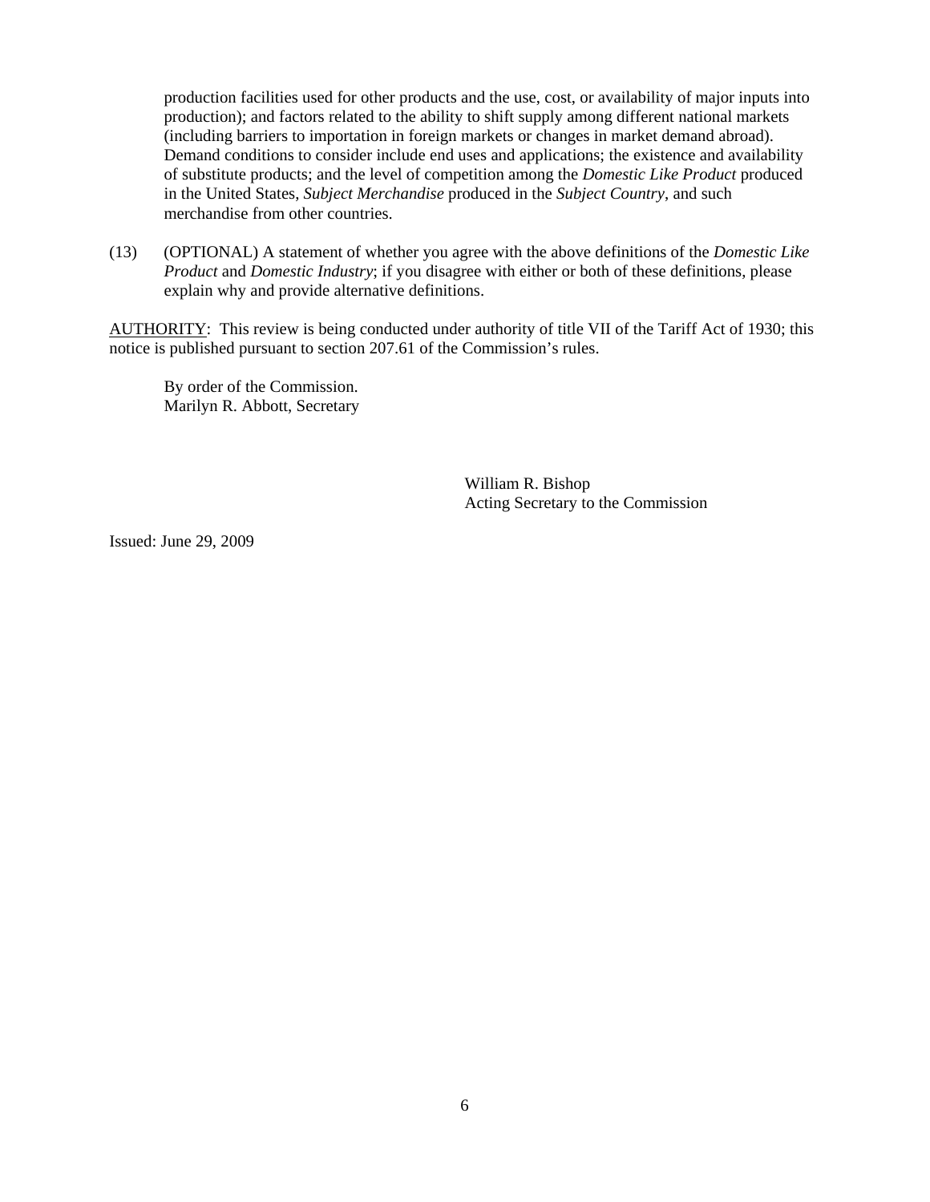production facilities used for other products and the use, cost, or availability of major inputs into production); and factors related to the ability to shift supply among different national markets (including barriers to importation in foreign markets or changes in market demand abroad). Demand conditions to consider include end uses and applications; the existence and availability of substitute products; and the level of competition among the *Domestic Like Product* produced in the United States, *Subject Merchandise* produced in the *Subject Country*, and such merchandise from other countries.

(13) (OPTIONAL) A statement of whether you agree with the above definitions of the *Domestic Like Product* and *Domestic Industry*; if you disagree with either or both of these definitions, please explain why and provide alternative definitions.

<u>AUTHORITY</u>: This review is being conducted under authority of title VII of the Tariff Act of 1930; this notice is published pursuant to section 207.61 of the Commission's rules.

By order of the Commission.
Marilyn R. Abbott, Secretary

William R. Bishop
Acting Secretary to the Commission

Issued: June 29, 2009